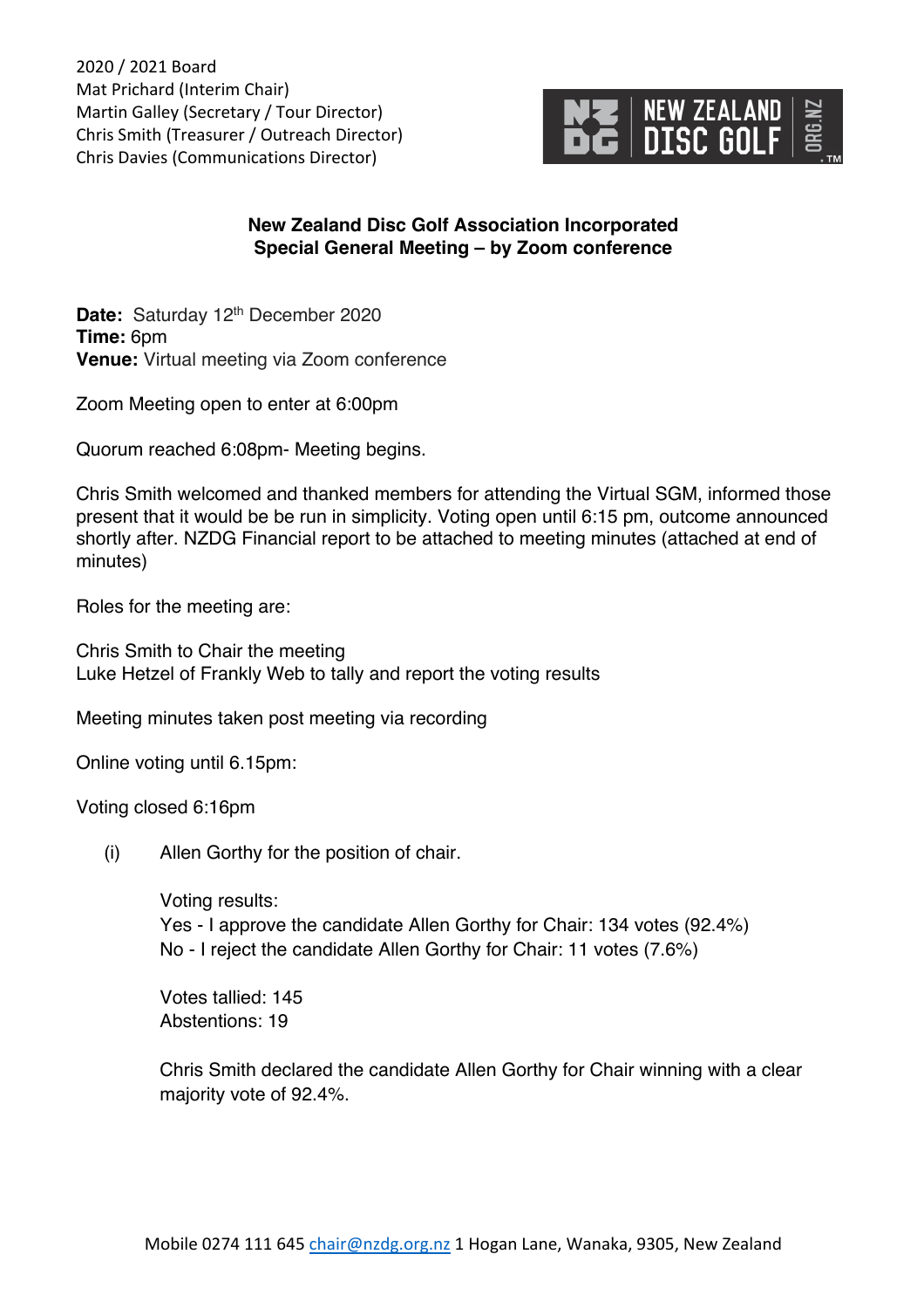2020 / 2021 Board
Mat Prichard (Interim Chair)
Martin Galley (Secretary / Tour Director)
Chris Smith (Treasurer / Outreach Director)
Chris Davies (Communications Director)

NZ DG NEW ZEALAND DISC GOLF ORG.NZ

## New Zealand Disc Golf Association Incorporated
## Special General Meeting – by Zoom conference

**Date:** Saturday 12th December 2020
**Time:** 6pm
**Venue:** Virtual meeting via Zoom conference

Zoom Meeting open to enter at 6:00pm

Quorum reached 6:08pm- Meeting begins.

Chris Smith welcomed and thanked members for attending the Virtual SGM, informed those present that it would be be run in simplicity. Voting open until 6:15 pm, outcome announced shortly after. NZDG Financial report to be attached to meeting minutes (attached at end of minutes)

Roles for the meeting are:

Chris Smith to Chair the meeting
Luke Hetzel of Frankly Web to tally and report the voting results

Meeting minutes taken post meeting via recording

Online voting until 6.15pm:

Voting closed 6:16pm

(i) Allen Gorthy for the position of chair.

Voting results:
Yes - I approve the candidate Allen Gorthy for Chair: 134 votes (92.4%)
No - I reject the candidate Allen Gorthy for Chair: 11 votes (7.6%)

Votes tallied: 145
Abstentions: 19

Chris Smith declared the candidate Allen Gorthy for Chair winning with a clear majority vote of 92.4%.

Mobile 0274 111 645 chair@nzdg.org.nz 1 Hogan Lane, Wanaka, 9305, New Zealand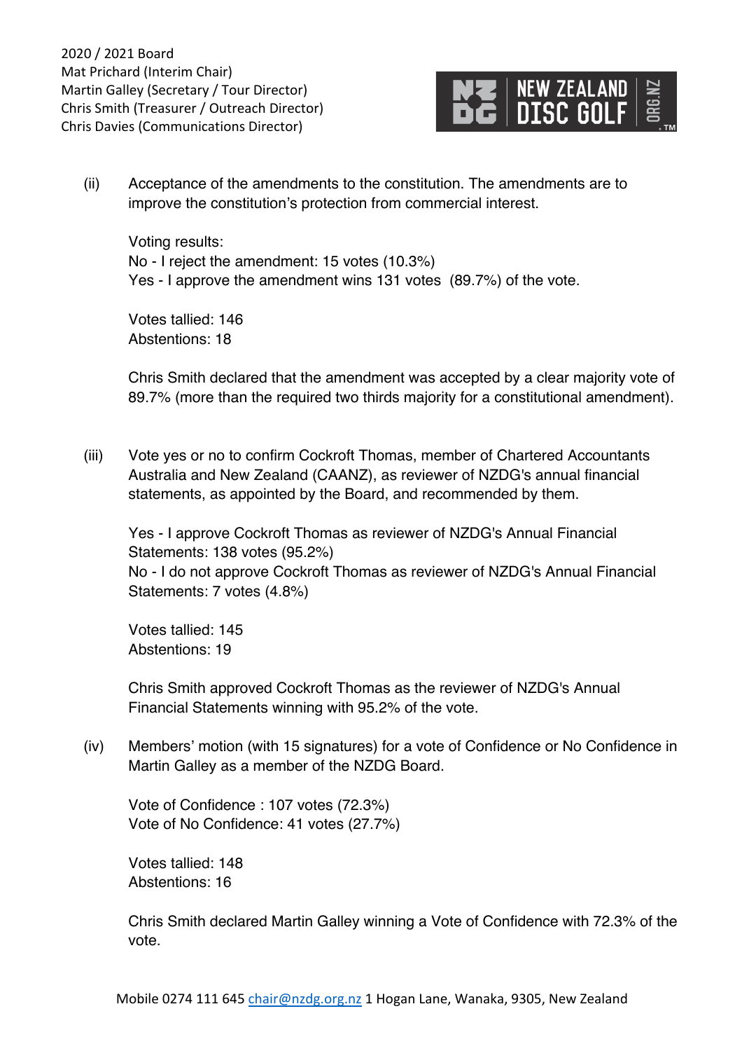2020 / 2021 Board
Mat Prichard (Interim Chair)
Martin Galley (Secretary / Tour Director)
Chris Smith (Treasurer / Outreach Director)
Chris Davies (Communications Director)

(ii) Acceptance of the amendments to the constitution. The amendments are to improve the constitution's protection from commercial interest.

Voting results:
No - I reject the amendment: 15 votes (10.3%)
Yes - I approve the amendment wins 131 votes (89.7%) of the vote.

Votes tallied: 146
Abstentions: 18

Chris Smith declared that the amendment was accepted by a clear majority vote of 89.7% (more than the required two thirds majority for a constitutional amendment).

(iii) Vote yes or no to confirm Cockroft Thomas, member of Chartered Accountants Australia and New Zealand (CAANZ), as reviewer of NZDG's annual financial statements, as appointed by the Board, and recommended by them.

Yes - I approve Cockroft Thomas as reviewer of NZDG's Annual Financial Statements: 138 votes (95.2%)
No - I do not approve Cockroft Thomas as reviewer of NZDG's Annual Financial Statements: 7 votes (4.8%)

Votes tallied: 145
Abstentions: 19

Chris Smith approved Cockroft Thomas as the reviewer of NZDG's Annual Financial Statements winning with 95.2% of the vote.

(iv) Members' motion (with 15 signatures) for a vote of Confidence or No Confidence in Martin Galley as a member of the NZDG Board.

Vote of Confidence : 107 votes (72.3%)
Vote of No Confidence: 41 votes (27.7%)

Votes tallied: 148
Abstentions: 16

Chris Smith declared Martin Galley winning a Vote of Confidence with 72.3% of the vote.

Mobile 0274 111 645 chair@nzdg.org.nz 1 Hogan Lane, Wanaka, 9305, New Zealand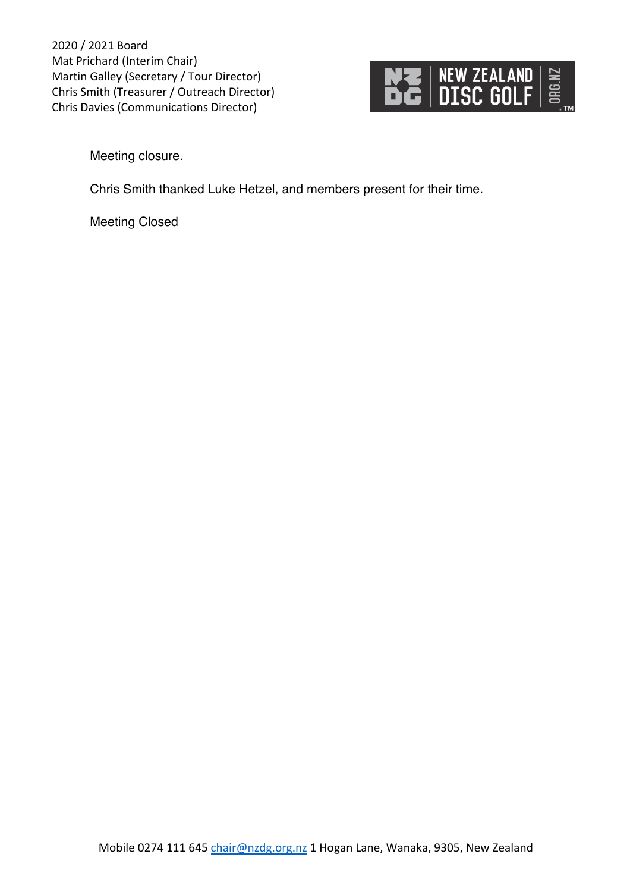Meeting closure.

Chris Smith thanked Luke Hetzel, and members present for their time.

Meeting Closed